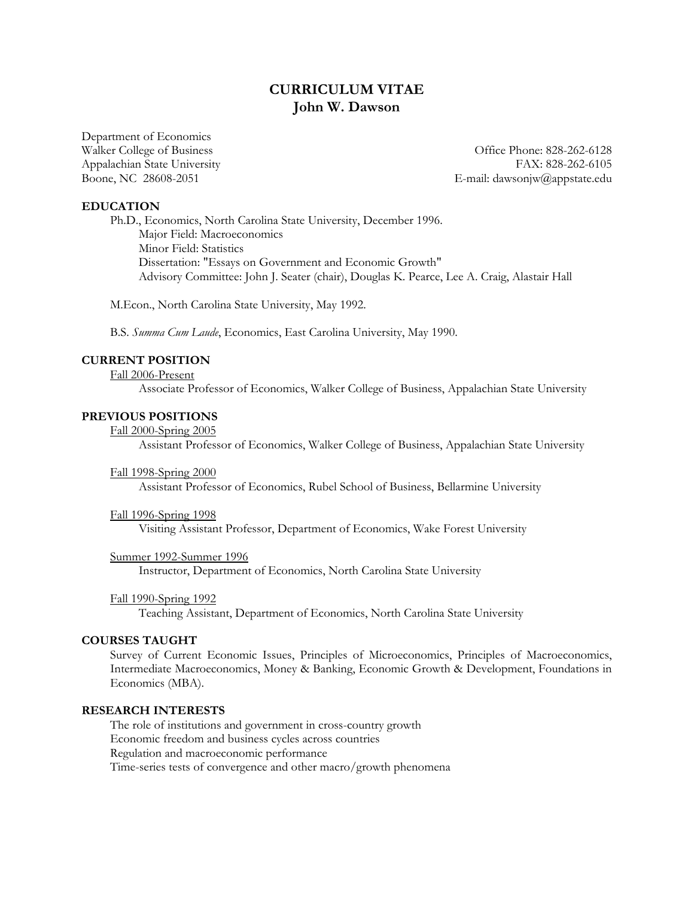# CURRICULUM VITAE
## John W. Dawson

Department of Economics
Walker College of Business
Appalachian State University
Boone, NC 28608-2051

Office Phone: 828-262-6128
FAX: 828-262-6105
E-mail: dawsonjw@appstate.edu

### EDUCATION

Ph.D., Economics, North Carolina State University, December 1996.
- Major Field: Macroeconomics
- Minor Field: Statistics
- Dissertation: "Essays on Government and Economic Growth"
- Advisory Committee: John J. Seater (chair), Douglas K. Pearce, Lee A. Craig, Alastair Hall

M.Econ., North Carolina State University, May 1992.

B.S. *Summa Cum Laude*, Economics, East Carolina University, May 1990.

### CURRENT POSITION

Fall 2006-Present
Associate Professor of Economics, Walker College of Business, Appalachian State University

### PREVIOUS POSITIONS

Fall 2000-Spring 2005
Assistant Professor of Economics, Walker College of Business, Appalachian State University

Fall 1998-Spring 2000
Assistant Professor of Economics, Rubel School of Business, Bellarmine University

Fall 1996-Spring 1998
Visiting Assistant Professor, Department of Economics, Wake Forest University

Summer 1992-Summer 1996
Instructor, Department of Economics, North Carolina State University

Fall 1990-Spring 1992
Teaching Assistant, Department of Economics, North Carolina State University

### COURSES TAUGHT

Survey of Current Economic Issues, Principles of Microeconomics, Principles of Macroeconomics, Intermediate Macroeconomics, Money & Banking, Economic Growth & Development, Foundations in Economics (MBA).

### RESEARCH INTERESTS

The role of institutions and government in cross-country growth
Economic freedom and business cycles across countries
Regulation and macroeconomic performance
Time-series tests of convergence and other macro/growth phenomena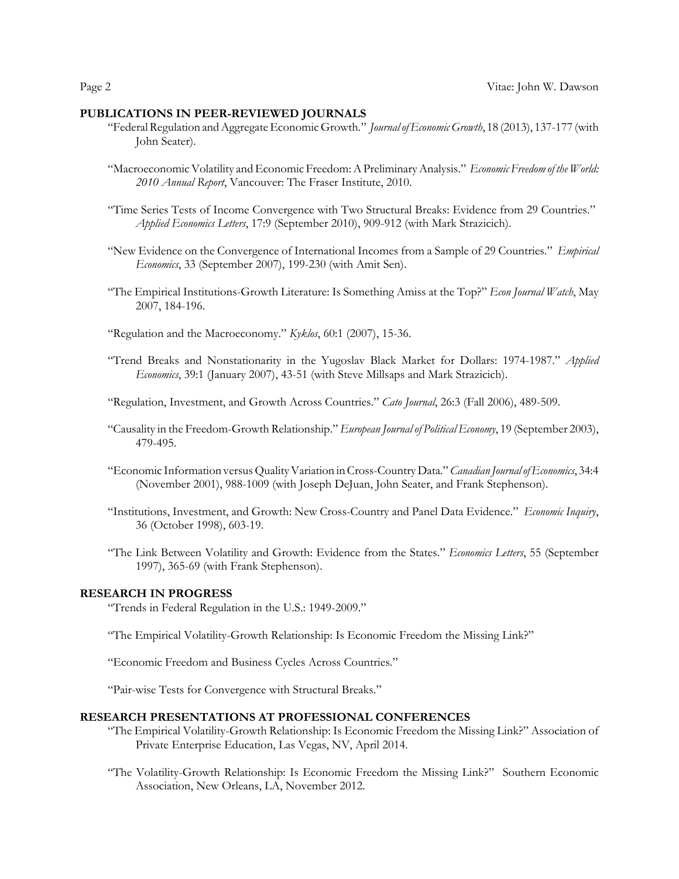## PUBLICATIONS IN PEER-REVIEWED JOURNALS

"Federal Regulation and Aggregate Economic Growth." *Journal of Economic Growth*, 18 (2013), 137-177 (with John Seater).

"Macroeconomic Volatility and Economic Freedom: A Preliminary Analysis." *Economic Freedom of the World: 2010 Annual Report*, Vancouver: The Fraser Institute, 2010.

"Time Series Tests of Income Convergence with Two Structural Breaks: Evidence from 29 Countries." *Applied Economics Letters*, 17:9 (September 2010), 909-912 (with Mark Strazicich).

"New Evidence on the Convergence of International Incomes from a Sample of 29 Countries." *Empirical Economics*, 33 (September 2007), 199-230 (with Amit Sen).

"The Empirical Institutions-Growth Literature: Is Something Amiss at the Top?" *Econ Journal Watch*, May 2007, 184-196.

"Regulation and the Macroeconomy." *Kyklos*, 60:1 (2007), 15-36.

"Trend Breaks and Nonstationarity in the Yugoslav Black Market for Dollars: 1974-1987." *Applied Economics*, 39:1 (January 2007), 43-51 (with Steve Millsaps and Mark Strazicich).

"Regulation, Investment, and Growth Across Countries." *Cato Journal*, 26:3 (Fall 2006), 489-509.

"Causality in the Freedom-Growth Relationship." *European Journal of Political Economy*, 19 (September 2003), 479-495.

"Economic Information versus Quality Variation in Cross-Country Data." *Canadian Journal of Economics*, 34:4 (November 2001), 988-1009 (with Joseph DeJuan, John Seater, and Frank Stephenson).

"Institutions, Investment, and Growth: New Cross-Country and Panel Data Evidence." *Economic Inquiry*, 36 (October 1998), 603-19.

"The Link Between Volatility and Growth: Evidence from the States." *Economics Letters*, 55 (September 1997), 365-69 (with Frank Stephenson).

## RESEARCH IN PROGRESS

"Trends in Federal Regulation in the U.S.: 1949-2009."

"The Empirical Volatility-Growth Relationship: Is Economic Freedom the Missing Link?"

"Economic Freedom and Business Cycles Across Countries."

"Pair-wise Tests for Convergence with Structural Breaks."

## RESEARCH PRESENTATIONS AT PROFESSIONAL CONFERENCES

"The Empirical Volatility-Growth Relationship: Is Economic Freedom the Missing Link?" Association of Private Enterprise Education, Las Vegas, NV, April 2014.

"The Volatility-Growth Relationship: Is Economic Freedom the Missing Link?" Southern Economic Association, New Orleans, LA, November 2012.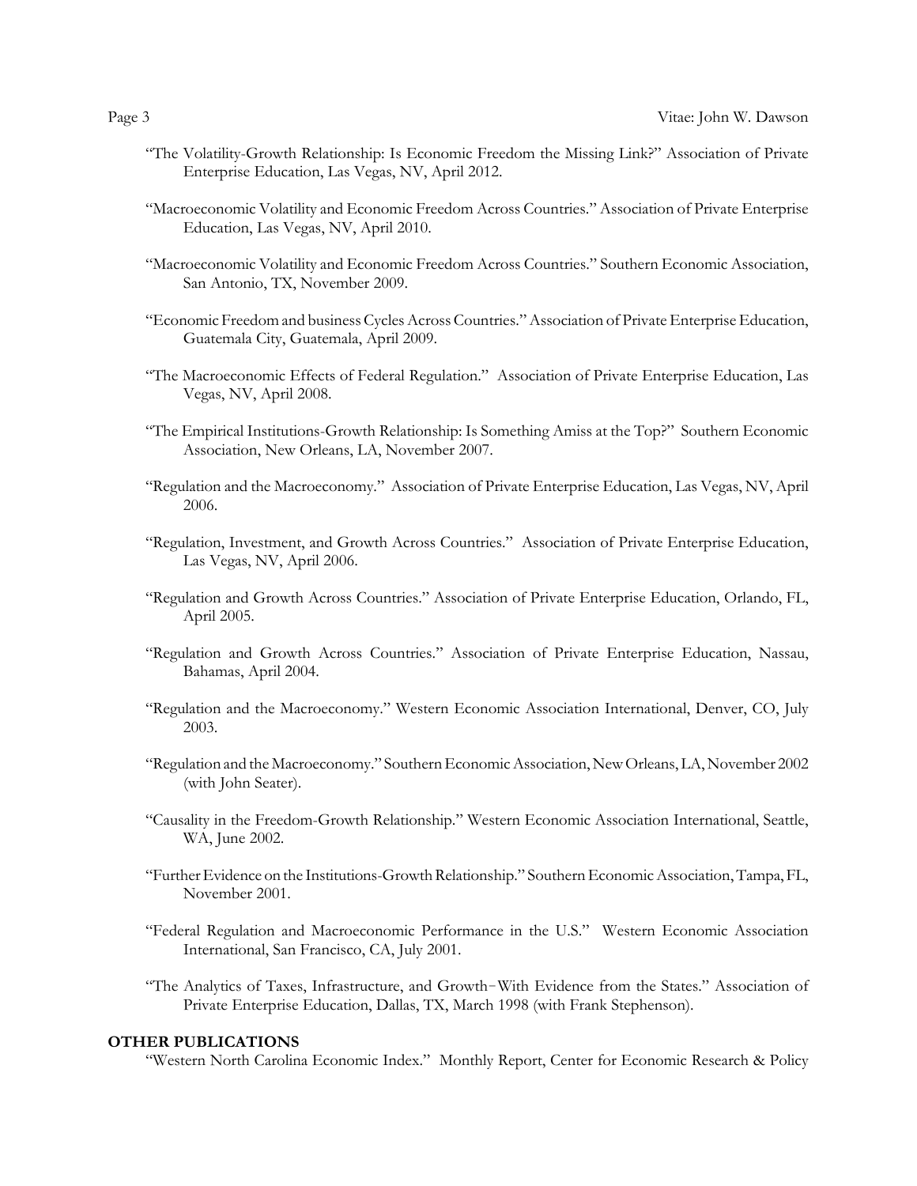"The Volatility-Growth Relationship: Is Economic Freedom the Missing Link?" Association of Private Enterprise Education, Las Vegas, NV, April 2012.

"Macroeconomic Volatility and Economic Freedom Across Countries." Association of Private Enterprise Education, Las Vegas, NV, April 2010.

"Macroeconomic Volatility and Economic Freedom Across Countries." Southern Economic Association, San Antonio, TX, November 2009.

"Economic Freedom and business Cycles Across Countries." Association of Private Enterprise Education, Guatemala City, Guatemala, April 2009.

"The Macroeconomic Effects of Federal Regulation." Association of Private Enterprise Education, Las Vegas, NV, April 2008.

"The Empirical Institutions-Growth Relationship: Is Something Amiss at the Top?" Southern Economic Association, New Orleans, LA, November 2007.

"Regulation and the Macroeconomy." Association of Private Enterprise Education, Las Vegas, NV, April 2006.

"Regulation, Investment, and Growth Across Countries." Association of Private Enterprise Education, Las Vegas, NV, April 2006.

"Regulation and Growth Across Countries." Association of Private Enterprise Education, Orlando, FL, April 2005.

"Regulation and Growth Across Countries." Association of Private Enterprise Education, Nassau, Bahamas, April 2004.

"Regulation and the Macroeconomy." Western Economic Association International, Denver, CO, July 2003.

"Regulation and the Macroeconomy." Southern Economic Association, New Orleans, LA, November 2002 (with John Seater).

"Causality in the Freedom-Growth Relationship." Western Economic Association International, Seattle, WA, June 2002.

"Further Evidence on the Institutions-Growth Relationship." Southern Economic Association, Tampa, FL, November 2001.

"Federal Regulation and Macroeconomic Performance in the U.S." Western Economic Association International, San Francisco, CA, July 2001.

"The Analytics of Taxes, Infrastructure, and Growth–With Evidence from the States." Association of Private Enterprise Education, Dallas, TX, March 1998 (with Frank Stephenson).

**OTHER PUBLICATIONS**

"Western North Carolina Economic Index." Monthly Report, Center for Economic Research & Policy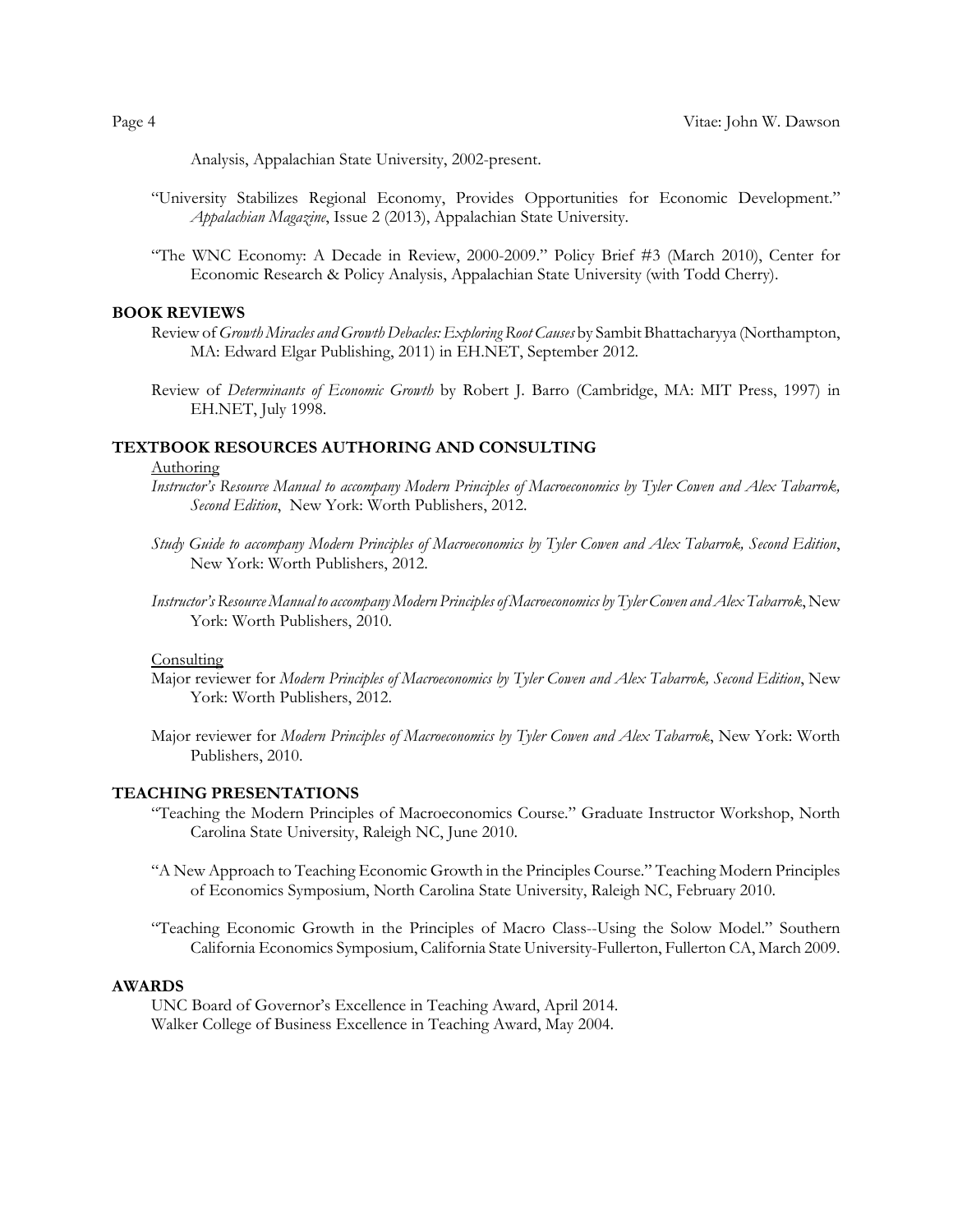Analysis, Appalachian State University, 2002-present.

"University Stabilizes Regional Economy, Provides Opportunities for Economic Development." *Appalachian Magazine*, Issue 2 (2013), Appalachian State University.

"The WNC Economy: A Decade in Review, 2000-2009." Policy Brief #3 (March 2010), Center for Economic Research & Policy Analysis, Appalachian State University (with Todd Cherry).

## BOOK REVIEWS

Review of *Growth Miracles and Growth Debacles: Exploring Root Causes* by Sambit Bhattacharyya (Northampton, MA: Edward Elgar Publishing, 2011) in EH.NET, September 2012.

Review of *Determinants of Economic Growth* by Robert J. Barro (Cambridge, MA: MIT Press, 1997) in EH.NET, July 1998.

## TEXTBOOK RESOURCES AUTHORING AND CONSULTING

Authoring

*Instructor's Resource Manual to accompany Modern Principles of Macroeconomics by Tyler Cowen and Alex Tabarrok, Second Edition*, New York: Worth Publishers, 2012.

*Study Guide to accompany Modern Principles of Macroeconomics by Tyler Cowen and Alex Tabarrok, Second Edition*, New York: Worth Publishers, 2012.

*Instructor's Resource Manual to accompany Modern Principles of Macroeconomics by Tyler Cowen and Alex Tabarrok*, New York: Worth Publishers, 2010.

Consulting

Major reviewer for *Modern Principles of Macroeconomics by Tyler Cowen and Alex Tabarrok, Second Edition*, New York: Worth Publishers, 2012.

Major reviewer for *Modern Principles of Macroeconomics by Tyler Cowen and Alex Tabarrok*, New York: Worth Publishers, 2010.

## TEACHING PRESENTATIONS

"Teaching the Modern Principles of Macroeconomics Course." Graduate Instructor Workshop, North Carolina State University, Raleigh NC, June 2010.

"A New Approach to Teaching Economic Growth in the Principles Course." Teaching Modern Principles of Economics Symposium, North Carolina State University, Raleigh NC, February 2010.

"Teaching Economic Growth in the Principles of Macro Class--Using the Solow Model." Southern California Economics Symposium, California State University-Fullerton, Fullerton CA, March 2009.

## AWARDS

UNC Board of Governor's Excellence in Teaching Award, April 2014.
Walker College of Business Excellence in Teaching Award, May 2004.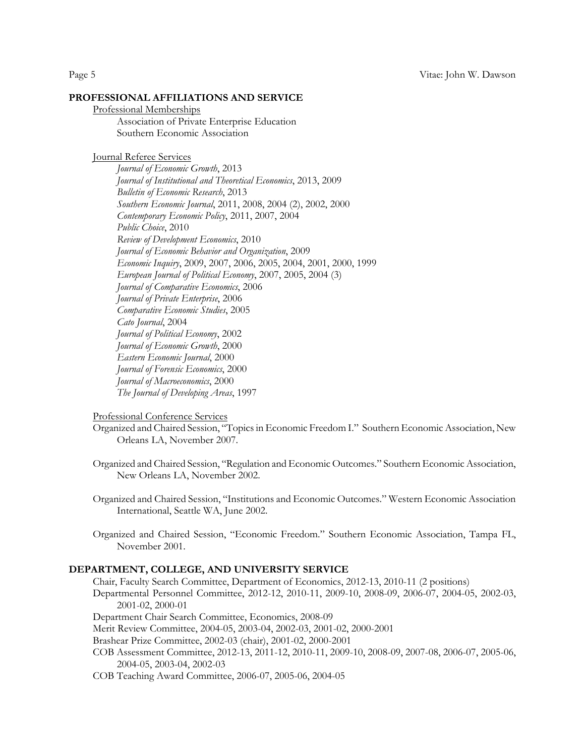## PROFESSIONAL AFFILIATIONS AND SERVICE

Professional Memberships

Association of Private Enterprise Education
Southern Economic Association

Journal Referee Services

*Journal of Economic Growth*, 2013
*Journal of Institutional and Theoretical Economics*, 2013, 2009
*Bulletin of Economic Research*, 2013
*Southern Economic Journal*, 2011, 2008, 2004 (2), 2002, 2000
*Contemporary Economic Policy*, 2011, 2007, 2004
*Public Choice*, 2010
*Review of Development Economics*, 2010
*Journal of Economic Behavior and Organization*, 2009
*Economic Inquiry*, 2009, 2007, 2006, 2005, 2004, 2001, 2000, 1999
*European Journal of Political Economy*, 2007, 2005, 2004 (3)
*Journal of Comparative Economics*, 2006
*Journal of Private Enterprise*, 2006
*Comparative Economic Studies*, 2005
*Cato Journal*, 2004
*Journal of Political Economy*, 2002
*Journal of Economic Growth*, 2000
*Eastern Economic Journal*, 2000
*Journal of Forensic Economics*, 2000
*Journal of Macroeconomics*, 2000
*The Journal of Developing Areas*, 1997

Professional Conference Services

Organized and Chaired Session, "Topics in Economic Freedom I." Southern Economic Association, New Orleans LA, November 2007.

Organized and Chaired Session, "Regulation and Economic Outcomes." Southern Economic Association, New Orleans LA, November 2002.

Organized and Chaired Session, "Institutions and Economic Outcomes." Western Economic Association International, Seattle WA, June 2002.

Organized and Chaired Session, "Economic Freedom." Southern Economic Association, Tampa FL, November 2001.

## DEPARTMENT, COLLEGE, AND UNIVERSITY SERVICE

Chair, Faculty Search Committee, Department of Economics, 2012-13, 2010-11 (2 positions)
Departmental Personnel Committee, 2012-12, 2010-11, 2009-10, 2008-09, 2006-07, 2004-05, 2002-03, 2001-02, 2000-01
Department Chair Search Committee, Economics, 2008-09
Merit Review Committee, 2004-05, 2003-04, 2002-03, 2001-02, 2000-2001
Brashear Prize Committee, 2002-03 (chair), 2001-02, 2000-2001
COB Assessment Committee, 2012-13, 2011-12, 2010-11, 2009-10, 2008-09, 2007-08, 2006-07, 2005-06, 2004-05, 2003-04, 2002-03
COB Teaching Award Committee, 2006-07, 2005-06, 2004-05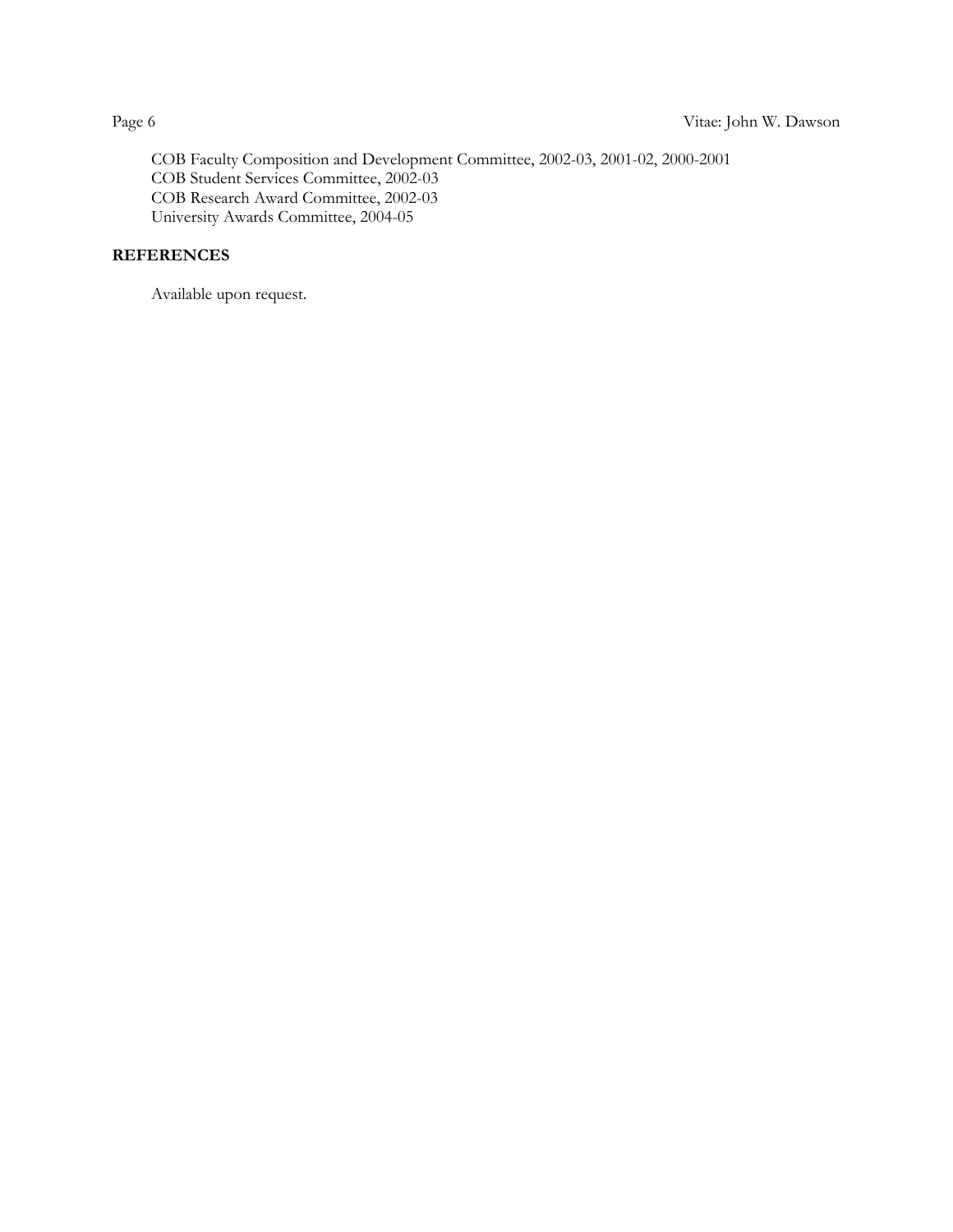COB Faculty Composition and Development Committee, 2002-03, 2001-02, 2000-2001
COB Student Services Committee, 2002-03
COB Research Award Committee, 2002-03
University Awards Committee, 2004-05

## REFERENCES

Available upon request.